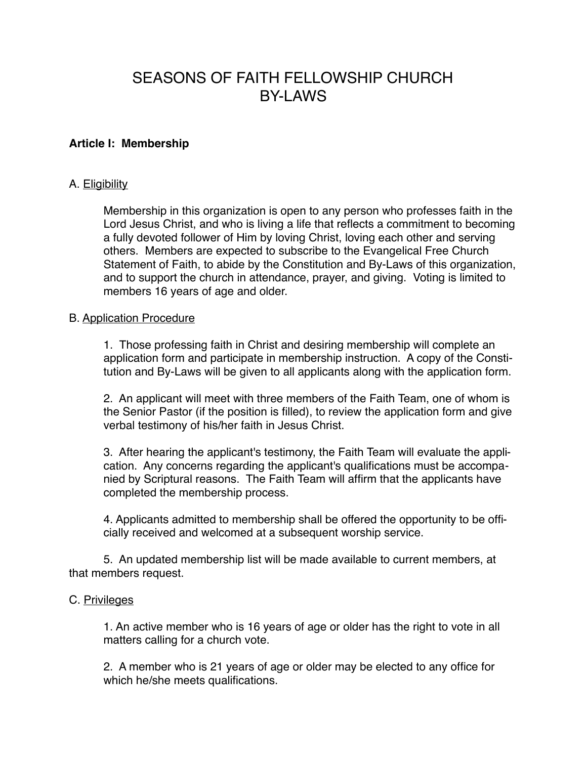# SEASONS OF FAITH FELLOWSHIP CHURCH
# BY-LAWS

## Article I: Membership

### A. Eligibility

Membership in this organization is open to any person who professes faith in the Lord Jesus Christ, and who is living a life that reflects a commitment to becoming a fully devoted follower of Him by loving Christ, loving each other and serving others. Members are expected to subscribe to the Evangelical Free Church Statement of Faith, to abide by the Constitution and By-Laws of this organization, and to support the church in attendance, prayer, and giving. Voting is limited to members 16 years of age and older.

### B. Application Procedure

1. Those professing faith in Christ and desiring membership will complete an application form and participate in membership instruction. A copy of the Constitution and By-Laws will be given to all applicants along with the application form.

2. An applicant will meet with three members of the Faith Team, one of whom is the Senior Pastor (if the position is filled), to review the application form and give verbal testimony of his/her faith in Jesus Christ.

3. After hearing the applicant's testimony, the Faith Team will evaluate the application. Any concerns regarding the applicant's qualifications must be accompanied by Scriptural reasons. The Faith Team will affirm that the applicants have completed the membership process.

4. Applicants admitted to membership shall be offered the opportunity to be officially received and welcomed at a subsequent worship service.

5. An updated membership list will be made available to current members, at that members request.

### C. Privileges

1. An active member who is 16 years of age or older has the right to vote in all matters calling for a church vote.

2. A member who is 21 years of age or older may be elected to any office for which he/she meets qualifications.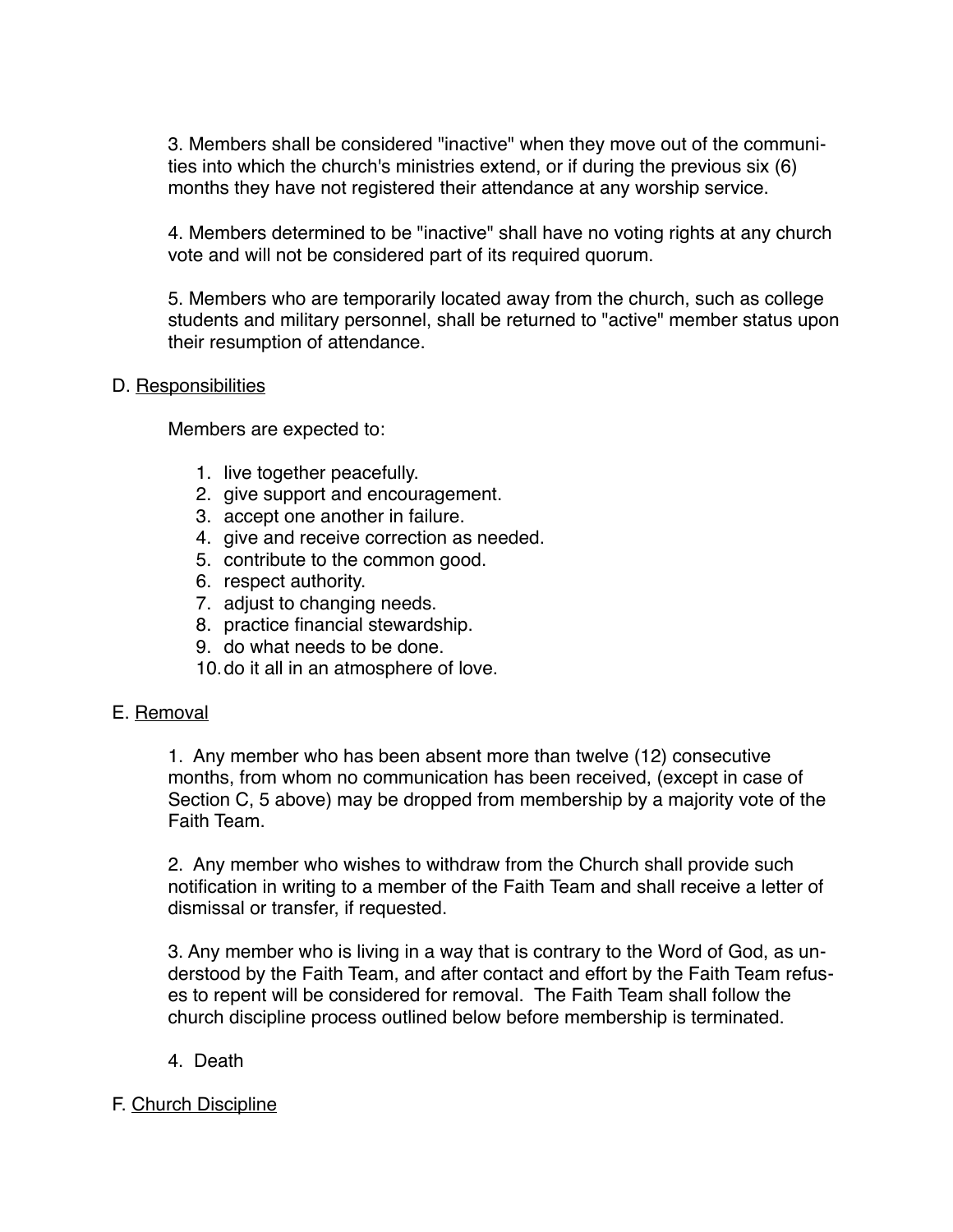3. Members shall be considered "inactive" when they move out of the communities into which the church's ministries extend, or if during the previous six (6) months they have not registered their attendance at any worship service.

4. Members determined to be "inactive" shall have no voting rights at any church vote and will not be considered part of its required quorum.

5. Members who are temporarily located away from the church, such as college students and military personnel, shall be returned to "active" member status upon their resumption of attendance.

D. Responsibilities

Members are expected to:

1. live together peacefully.
2. give support and encouragement.
3. accept one another in failure.
4. give and receive correction as needed.
5. contribute to the common good.
6. respect authority.
7. adjust to changing needs.
8. practice financial stewardship.
9. do what needs to be done.
10. do it all in an atmosphere of love.

E. Removal

1. Any member who has been absent more than twelve (12) consecutive months, from whom no communication has been received, (except in case of Section C, 5 above) may be dropped from membership by a majority vote of the Faith Team.

2. Any member who wishes to withdraw from the Church shall provide such notification in writing to a member of the Faith Team and shall receive a letter of dismissal or transfer, if requested.

3. Any member who is living in a way that is contrary to the Word of God, as understood by the Faith Team, and after contact and effort by the Faith Team refuses to repent will be considered for removal. The Faith Team shall follow the church discipline process outlined below before membership is terminated.

4. Death

F. Church Discipline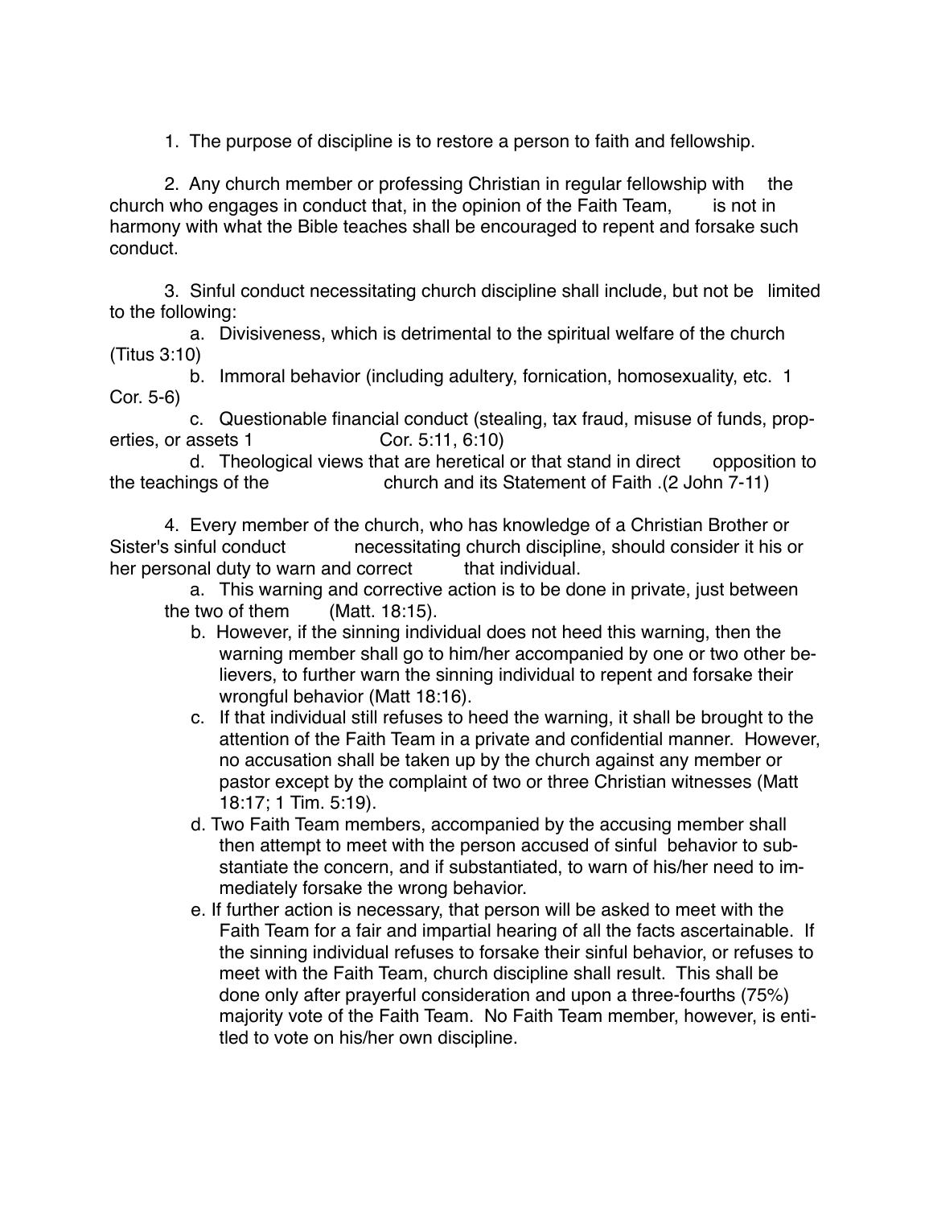1. The purpose of discipline is to restore a person to faith and fellowship.

2. Any church member or professing Christian in regular fellowship with the church who engages in conduct that, in the opinion of the Faith Team, is not in harmony with what the Bible teaches shall be encouraged to repent and forsake such conduct.

3. Sinful conduct necessitating church discipline shall include, but not be limited to the following:

   a. Divisiveness, which is detrimental to the spiritual welfare of the church (Titus 3:10)

   b. Immoral behavior (including adultery, fornication, homosexuality, etc. 1 Cor. 5-6)

   c. Questionable financial conduct (stealing, tax fraud, misuse of funds, properties, or assets 1 Cor. 5:11, 6:10)

   d. Theological views that are heretical or that stand in direct opposition to the teachings of the church and its Statement of Faith .(2 John 7-11)

4. Every member of the church, who has knowledge of a Christian Brother or Sister's sinful conduct necessitating church discipline, should consider it his or her personal duty to warn and correct that individual.

   a. This warning and corrective action is to be done in private, just between the two of them (Matt. 18:15).

   b. However, if the sinning individual does not heed this warning, then the warning member shall go to him/her accompanied by one or two other believers, to further warn the sinning individual to repent and forsake their wrongful behavior (Matt 18:16).

   c. If that individual still refuses to heed the warning, it shall be brought to the attention of the Faith Team in a private and confidential manner. However, no accusation shall be taken up by the church against any member or pastor except by the complaint of two or three Christian witnesses (Matt 18:17; 1 Tim. 5:19).

   d. Two Faith Team members, accompanied by the accusing member shall then attempt to meet with the person accused of sinful behavior to substantiate the concern, and if substantiated, to warn of his/her need to immediately forsake the wrong behavior.

   e. If further action is necessary, that person will be asked to meet with the Faith Team for a fair and impartial hearing of all the facts ascertainable. If the sinning individual refuses to forsake their sinful behavior, or refuses to meet with the Faith Team, church discipline shall result. This shall be done only after prayerful consideration and upon a three-fourths (75%) majority vote of the Faith Team. No Faith Team member, however, is entitled to vote on his/her own discipline.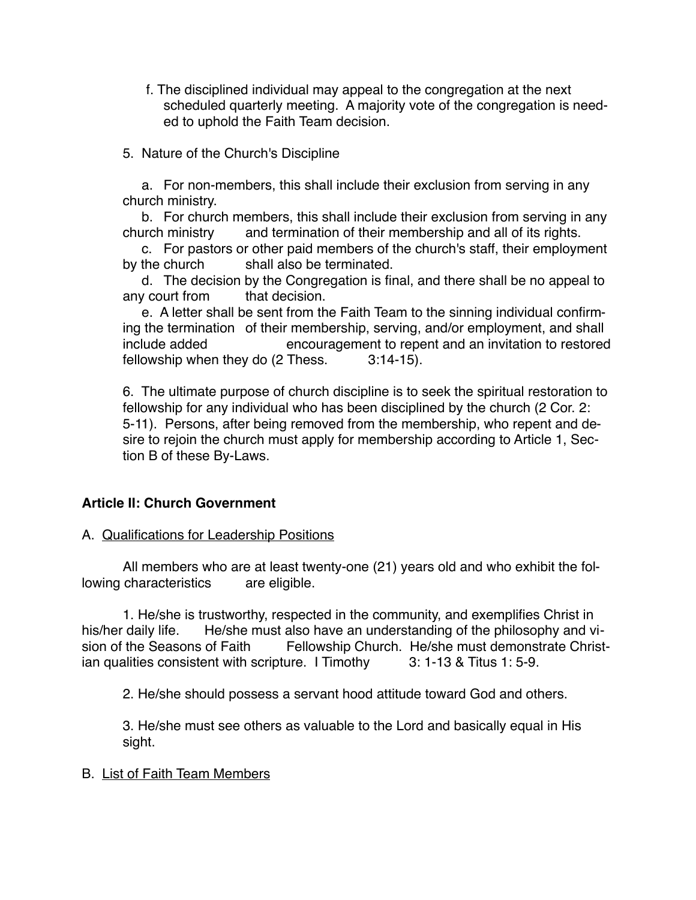f. The disciplined individual may appeal to the congregation at the next scheduled quarterly meeting. A majority vote of the congregation is needed to uphold the Faith Team decision.

5. Nature of the Church's Discipline

a. For non-members, this shall include their exclusion from serving in any church ministry.

b. For church members, this shall include their exclusion from serving in any church ministry and termination of their membership and all of its rights.

c. For pastors or other paid members of the church's staff, their employment by the church shall also be terminated.

d. The decision by the Congregation is final, and there shall be no appeal to any court from that decision.

e. A letter shall be sent from the Faith Team to the sinning individual confirming the termination of their membership, serving, and/or employment, and shall include added encouragement to repent and an invitation to restored fellowship when they do (2 Thess. 3:14-15).

6. The ultimate purpose of church discipline is to seek the spiritual restoration to fellowship for any individual who has been disciplined by the church (2 Cor. 2: 5-11). Persons, after being removed from the membership, who repent and desire to rejoin the church must apply for membership according to Article 1, Section B of these By-Laws.

**Article II: Church Government**

A. Qualifications for Leadership Positions

All members who are at least twenty-one (21) years old and who exhibit the following characteristics are eligible.

1. He/she is trustworthy, respected in the community, and exemplifies Christ in his/her daily life. He/she must also have an understanding of the philosophy and vision of the Seasons of Faith Fellowship Church. He/she must demonstrate Christian qualities consistent with scripture. I Timothy 3: 1-13 & Titus 1: 5-9.

2. He/she should possess a servant hood attitude toward God and others.

3. He/she must see others as valuable to the Lord and basically equal in His sight.

B. List of Faith Team Members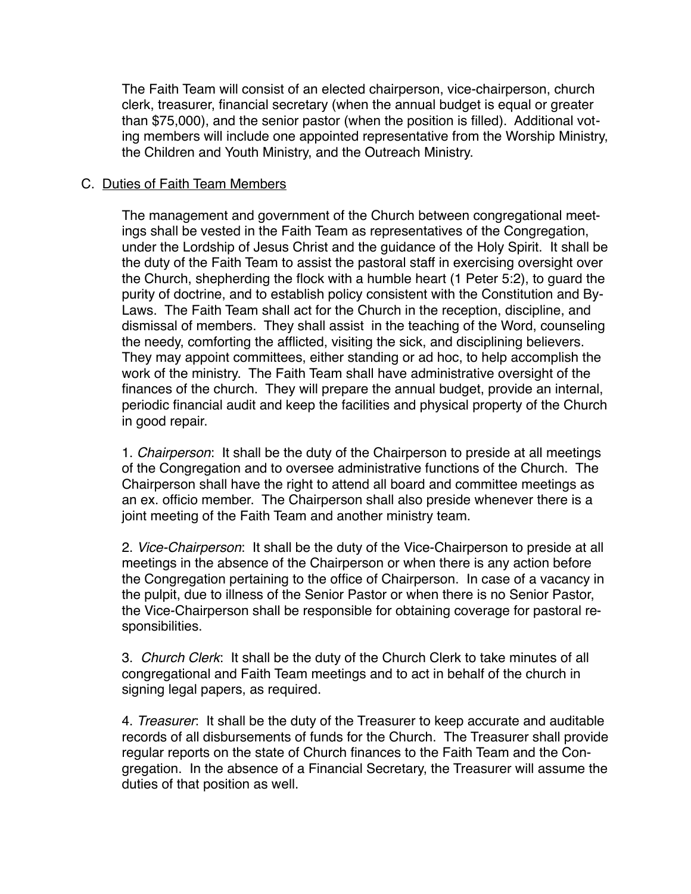The Faith Team will consist of an elected chairperson, vice-chairperson, church clerk, treasurer, financial secretary (when the annual budget is equal or greater than $75,000), and the senior pastor (when the position is filled). Additional voting members will include one appointed representative from the Worship Ministry, the Children and Youth Ministry, and the Outreach Ministry.

C. Duties of Faith Team Members

The management and government of the Church between congregational meetings shall be vested in the Faith Team as representatives of the Congregation, under the Lordship of Jesus Christ and the guidance of the Holy Spirit. It shall be the duty of the Faith Team to assist the pastoral staff in exercising oversight over the Church, shepherding the flock with a humble heart (1 Peter 5:2), to guard the purity of doctrine, and to establish policy consistent with the Constitution and By-Laws. The Faith Team shall act for the Church in the reception, discipline, and dismissal of members. They shall assist in the teaching of the Word, counseling the needy, comforting the afflicted, visiting the sick, and disciplining believers. They may appoint committees, either standing or ad hoc, to help accomplish the work of the ministry. The Faith Team shall have administrative oversight of the finances of the church. They will prepare the annual budget, provide an internal, periodic financial audit and keep the facilities and physical property of the Church in good repair.

1. *Chairperson*: It shall be the duty of the Chairperson to preside at all meetings of the Congregation and to oversee administrative functions of the Church. The Chairperson shall have the right to attend all board and committee meetings as an ex. officio member. The Chairperson shall also preside whenever there is a joint meeting of the Faith Team and another ministry team.

2. *Vice-Chairperson*: It shall be the duty of the Vice-Chairperson to preside at all meetings in the absence of the Chairperson or when there is any action before the Congregation pertaining to the office of Chairperson. In case of a vacancy in the pulpit, due to illness of the Senior Pastor or when there is no Senior Pastor, the Vice-Chairperson shall be responsible for obtaining coverage for pastoral responsibilities.

3. *Church Clerk*: It shall be the duty of the Church Clerk to take minutes of all congregational and Faith Team meetings and to act in behalf of the church in signing legal papers, as required.

4. *Treasurer*: It shall be the duty of the Treasurer to keep accurate and auditable records of all disbursements of funds for the Church. The Treasurer shall provide regular reports on the state of Church finances to the Faith Team and the Congregation. In the absence of a Financial Secretary, the Treasurer will assume the duties of that position as well.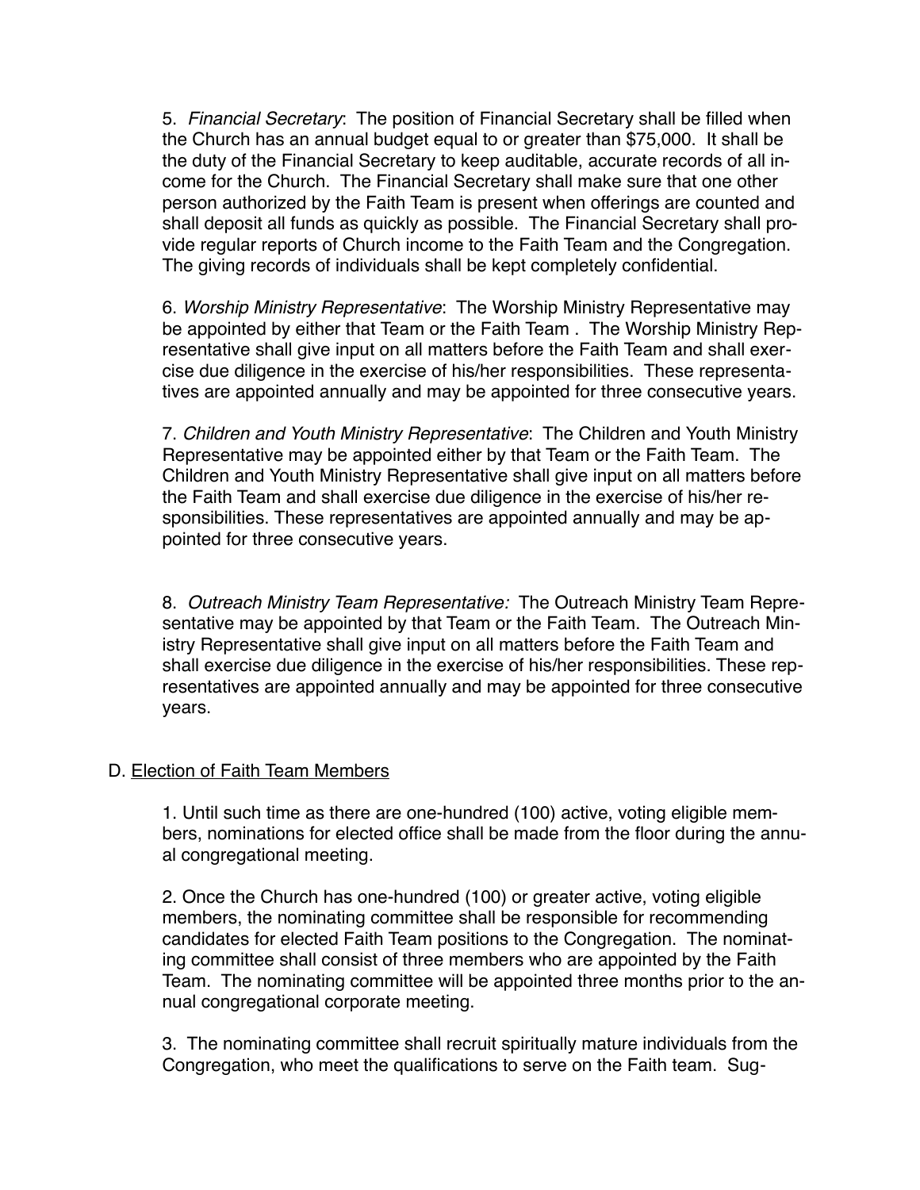5. *Financial Secretary*: The position of Financial Secretary shall be filled when the Church has an annual budget equal to or greater than $75,000. It shall be the duty of the Financial Secretary to keep auditable, accurate records of all income for the Church. The Financial Secretary shall make sure that one other person authorized by the Faith Team is present when offerings are counted and shall deposit all funds as quickly as possible. The Financial Secretary shall provide regular reports of Church income to the Faith Team and the Congregation. The giving records of individuals shall be kept completely confidential.

6. *Worship Ministry Representative*: The Worship Ministry Representative may be appointed by either that Team or the Faith Team . The Worship Ministry Representative shall give input on all matters before the Faith Team and shall exercise due diligence in the exercise of his/her responsibilities. These representatives are appointed annually and may be appointed for three consecutive years.

7. *Children and Youth Ministry Representative*: The Children and Youth Ministry Representative may be appointed either by that Team or the Faith Team. The Children and Youth Ministry Representative shall give input on all matters before the Faith Team and shall exercise due diligence in the exercise of his/her responsibilities. These representatives are appointed annually and may be appointed for three consecutive years.

8. *Outreach Ministry Team Representative:* The Outreach Ministry Team Representative may be appointed by that Team or the Faith Team. The Outreach Ministry Representative shall give input on all matters before the Faith Team and shall exercise due diligence in the exercise of his/her responsibilities. These representatives are appointed annually and may be appointed for three consecutive years.

D. <u>Election of Faith Team Members</u>

1. Until such time as there are one-hundred (100) active, voting eligible members, nominations for elected office shall be made from the floor during the annual congregational meeting.

2. Once the Church has one-hundred (100) or greater active, voting eligible members, the nominating committee shall be responsible for recommending candidates for elected Faith Team positions to the Congregation. The nominating committee shall consist of three members who are appointed by the Faith Team. The nominating committee will be appointed three months prior to the annual congregational corporate meeting.

3. The nominating committee shall recruit spiritually mature individuals from the Congregation, who meet the qualifications to serve on the Faith team. Sug-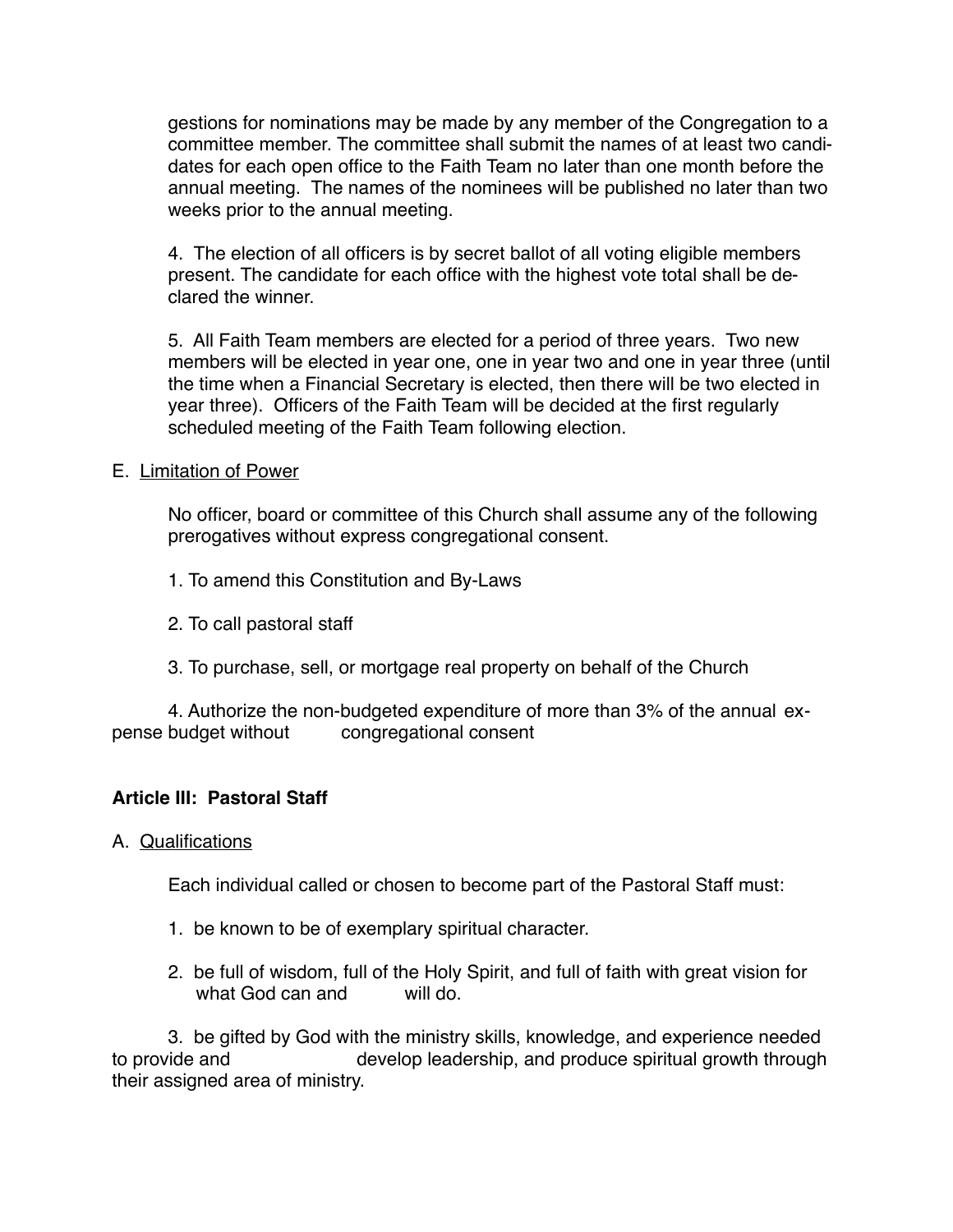gestions for nominations may be made by any member of the Congregation to a committee member. The committee shall submit the names of at least two candidates for each open office to the Faith Team no later than one month before the annual meeting. The names of the nominees will be published no later than two weeks prior to the annual meeting.

4. The election of all officers is by secret ballot of all voting eligible members present. The candidate for each office with the highest vote total shall be declared the winner.

5. All Faith Team members are elected for a period of three years. Two new members will be elected in year one, one in year two and one in year three (until the time when a Financial Secretary is elected, then there will be two elected in year three). Officers of the Faith Team will be decided at the first regularly scheduled meeting of the Faith Team following election.

E. <u>Limitation of Power</u>

No officer, board or committee of this Church shall assume any of the following prerogatives without express congregational consent.

1. To amend this Constitution and By-Laws

2. To call pastoral staff

3. To purchase, sell, or mortgage real property on behalf of the Church

4. Authorize the non-budgeted expenditure of more than 3% of the annual expense budget without congregational consent

**Article III: Pastoral Staff**

A. <u>Qualifications</u>

Each individual called or chosen to become part of the Pastoral Staff must:

1. be known to be of exemplary spiritual character.

2. be full of wisdom, full of the Holy Spirit, and full of faith with great vision for what God can and will do.

3. be gifted by God with the ministry skills, knowledge, and experience needed to provide and develop leadership, and produce spiritual growth through their assigned area of ministry.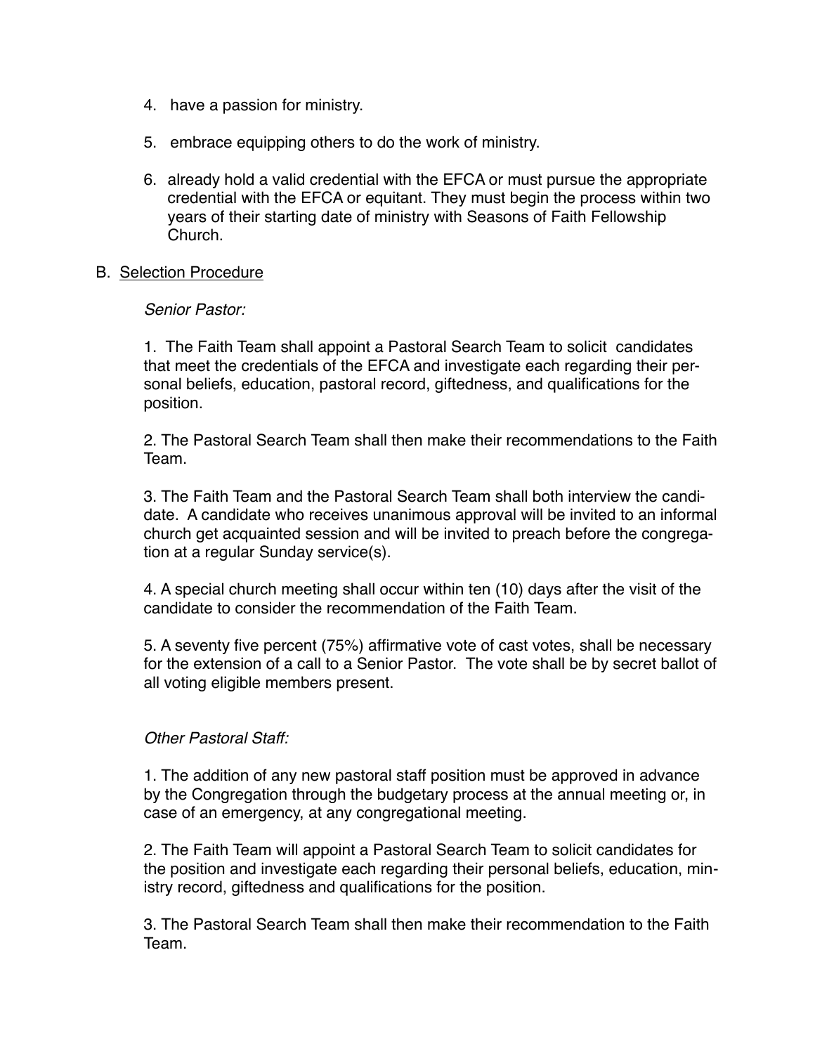4. have a passion for ministry.

5. embrace equipping others to do the work of ministry.

6. already hold a valid credential with the EFCA or must pursue the appropriate credential with the EFCA or equitant. They must begin the process within two years of their starting date of ministry with Seasons of Faith Fellowship Church.

B. <u>Selection Procedure</u>

*Senior Pastor:*

1. The Faith Team shall appoint a Pastoral Search Team to solicit candidates that meet the credentials of the EFCA and investigate each regarding their personal beliefs, education, pastoral record, giftedness, and qualifications for the position.

2. The Pastoral Search Team shall then make their recommendations to the Faith Team.

3. The Faith Team and the Pastoral Search Team shall both interview the candidate. A candidate who receives unanimous approval will be invited to an informal church get acquainted session and will be invited to preach before the congregation at a regular Sunday service(s).

4. A special church meeting shall occur within ten (10) days after the visit of the candidate to consider the recommendation of the Faith Team.

5. A seventy five percent (75%) affirmative vote of cast votes, shall be necessary for the extension of a call to a Senior Pastor. The vote shall be by secret ballot of all voting eligible members present.

*Other Pastoral Staff:*

1. The addition of any new pastoral staff position must be approved in advance by the Congregation through the budgetary process at the annual meeting or, in case of an emergency, at any congregational meeting.

2. The Faith Team will appoint a Pastoral Search Team to solicit candidates for the position and investigate each regarding their personal beliefs, education, ministry record, giftedness and qualifications for the position.

3. The Pastoral Search Team shall then make their recommendation to the Faith Team.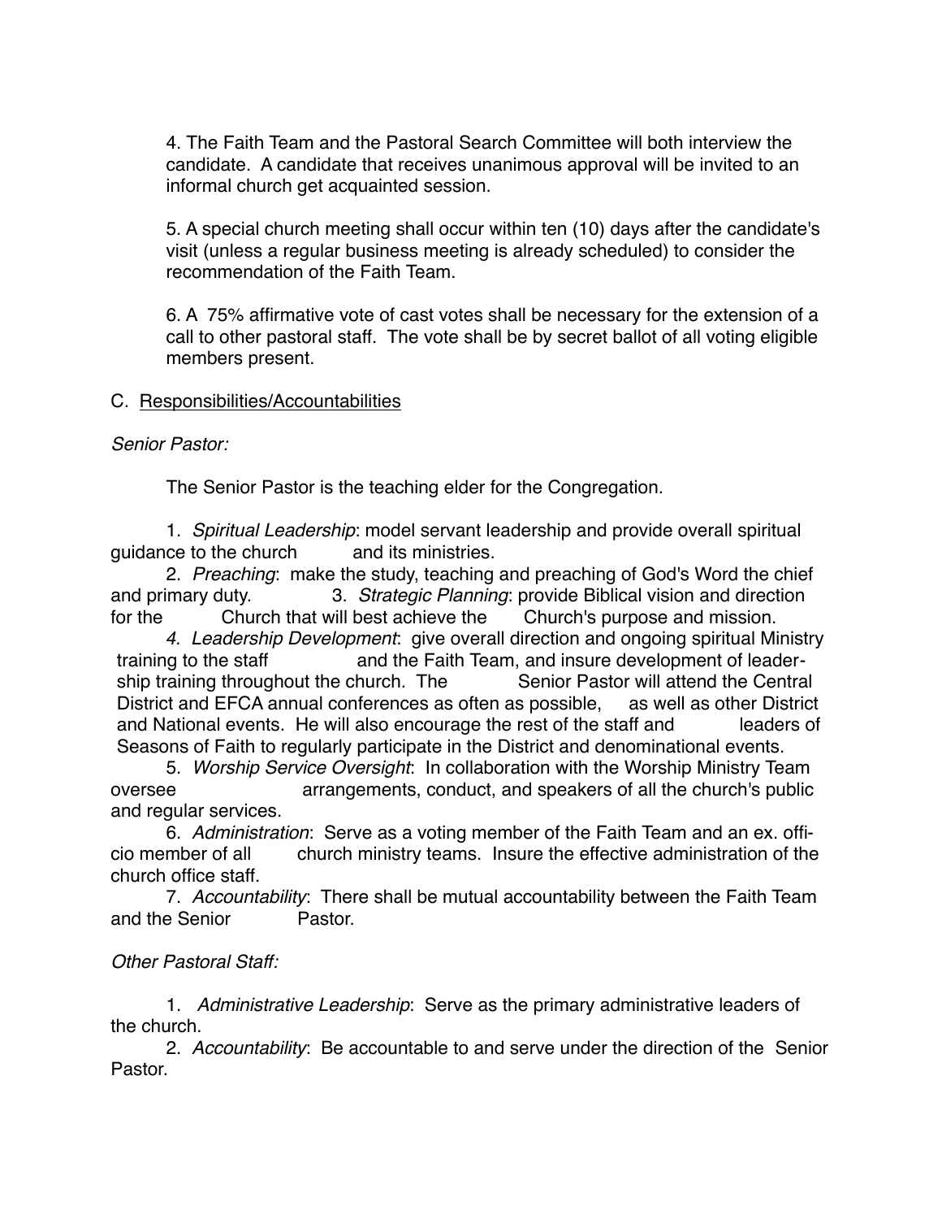4. The Faith Team and the Pastoral Search Committee will both interview the candidate. A candidate that receives unanimous approval will be invited to an informal church get acquainted session.

5. A special church meeting shall occur within ten (10) days after the candidate's visit (unless a regular business meeting is already scheduled) to consider the recommendation of the Faith Team.

6. A 75% affirmative vote of cast votes shall be necessary for the extension of a call to other pastoral staff. The vote shall be by secret ballot of all voting eligible members present.

C. <u>Responsibilities/Accountabilities</u>

*Senior Pastor:*

The Senior Pastor is the teaching elder for the Congregation.

1. *Spiritual Leadership*: model servant leadership and provide overall spiritual guidance to the church and its ministries.

2. *Preaching*: make the study, teaching and preaching of God's Word the chief and primary duty.

3. *Strategic Planning*: provide Biblical vision and direction for the Church that will best achieve the Church's purpose and mission.

4. *Leadership Development*: give overall direction and ongoing spiritual Ministry training to the staff and the Faith Team, and insure development of leadership training throughout the church. The Senior Pastor will attend the Central District and EFCA annual conferences as often as possible, as well as other District and National events. He will also encourage the rest of the staff and leaders of Seasons of Faith to regularly participate in the District and denominational events.

5. *Worship Service Oversight*: In collaboration with the Worship Ministry Team oversee arrangements, conduct, and speakers of all the church's public and regular services.

6. *Administration*: Serve as a voting member of the Faith Team and an ex. officio member of all church ministry teams. Insure the effective administration of the church office staff.

7. *Accountability*: There shall be mutual accountability between the Faith Team and the Senior Pastor.

*Other Pastoral Staff:*

1. *Administrative Leadership*: Serve as the primary administrative leaders of the church.

2. *Accountability*: Be accountable to and serve under the direction of the Senior Pastor.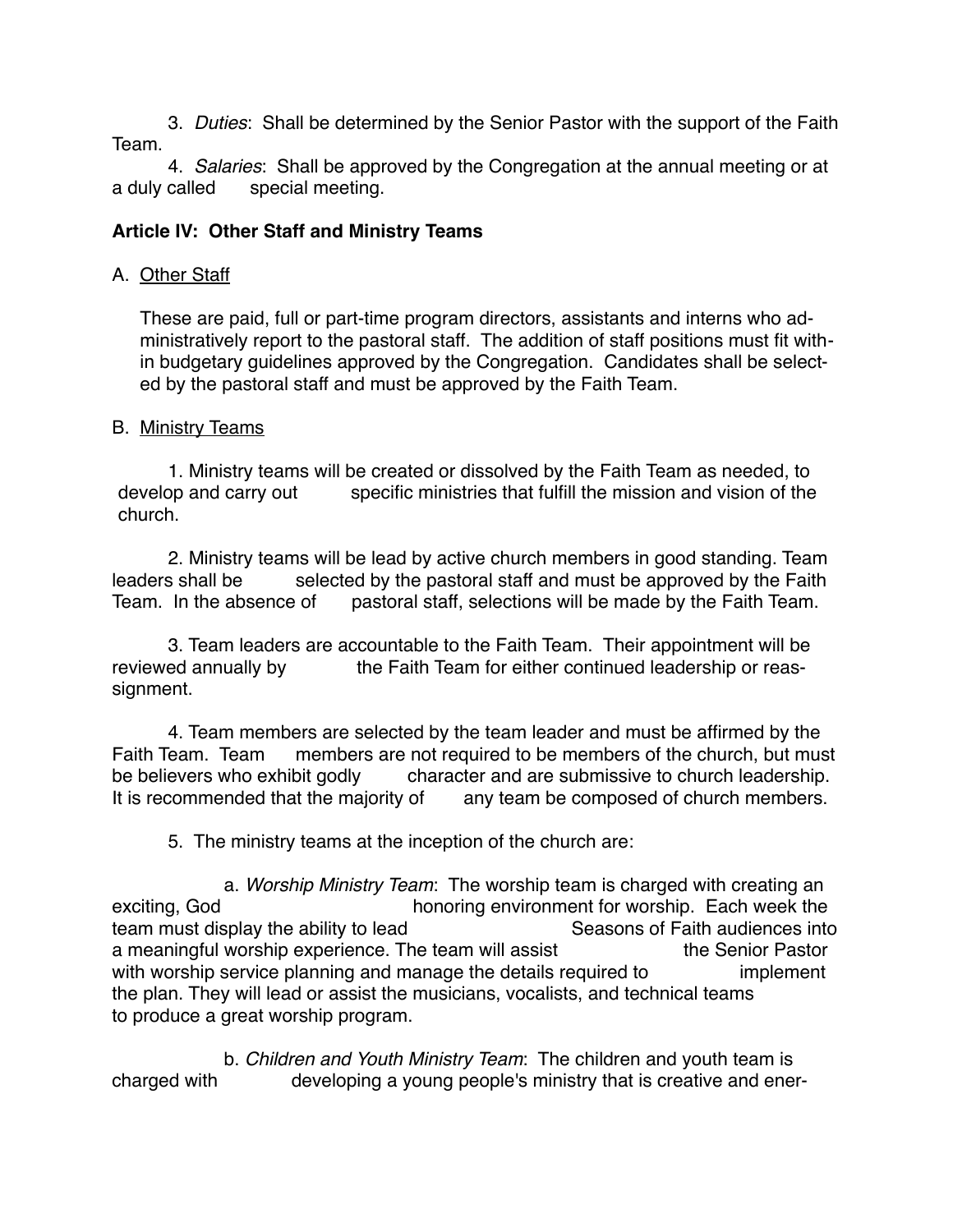3. *Duties*: Shall be determined by the Senior Pastor with the support of the Faith Team.

4. *Salaries*: Shall be approved by the Congregation at the annual meeting or at a duly called special meeting.

**Article IV: Other Staff and Ministry Teams**

A. Other Staff

These are paid, full or part-time program directors, assistants and interns who administratively report to the pastoral staff. The addition of staff positions must fit within budgetary guidelines approved by the Congregation. Candidates shall be selected by the pastoral staff and must be approved by the Faith Team.

B. Ministry Teams

1. Ministry teams will be created or dissolved by the Faith Team as needed, to develop and carry out specific ministries that fulfill the mission and vision of the church.

2. Ministry teams will be lead by active church members in good standing. Team leaders shall be selected by the pastoral staff and must be approved by the Faith Team. In the absence of pastoral staff, selections will be made by the Faith Team.

3. Team leaders are accountable to the Faith Team. Their appointment will be reviewed annually by the Faith Team for either continued leadership or reassignment.

4. Team members are selected by the team leader and must be affirmed by the Faith Team. Team members are not required to be members of the church, but must be believers who exhibit godly character and are submissive to church leadership. It is recommended that the majority of any team be composed of church members.

5. The ministry teams at the inception of the church are:

a. *Worship Ministry Team*: The worship team is charged with creating an exciting, God honoring environment for worship. Each week the team must display the ability to lead Seasons of Faith audiences into a meaningful worship experience. The team will assist the Senior Pastor with worship service planning and manage the details required to implement the plan. They will lead or assist the musicians, vocalists, and technical teams to produce a great worship program.

b. *Children and Youth Ministry Team*: The children and youth team is charged with developing a young people's ministry that is creative and ener-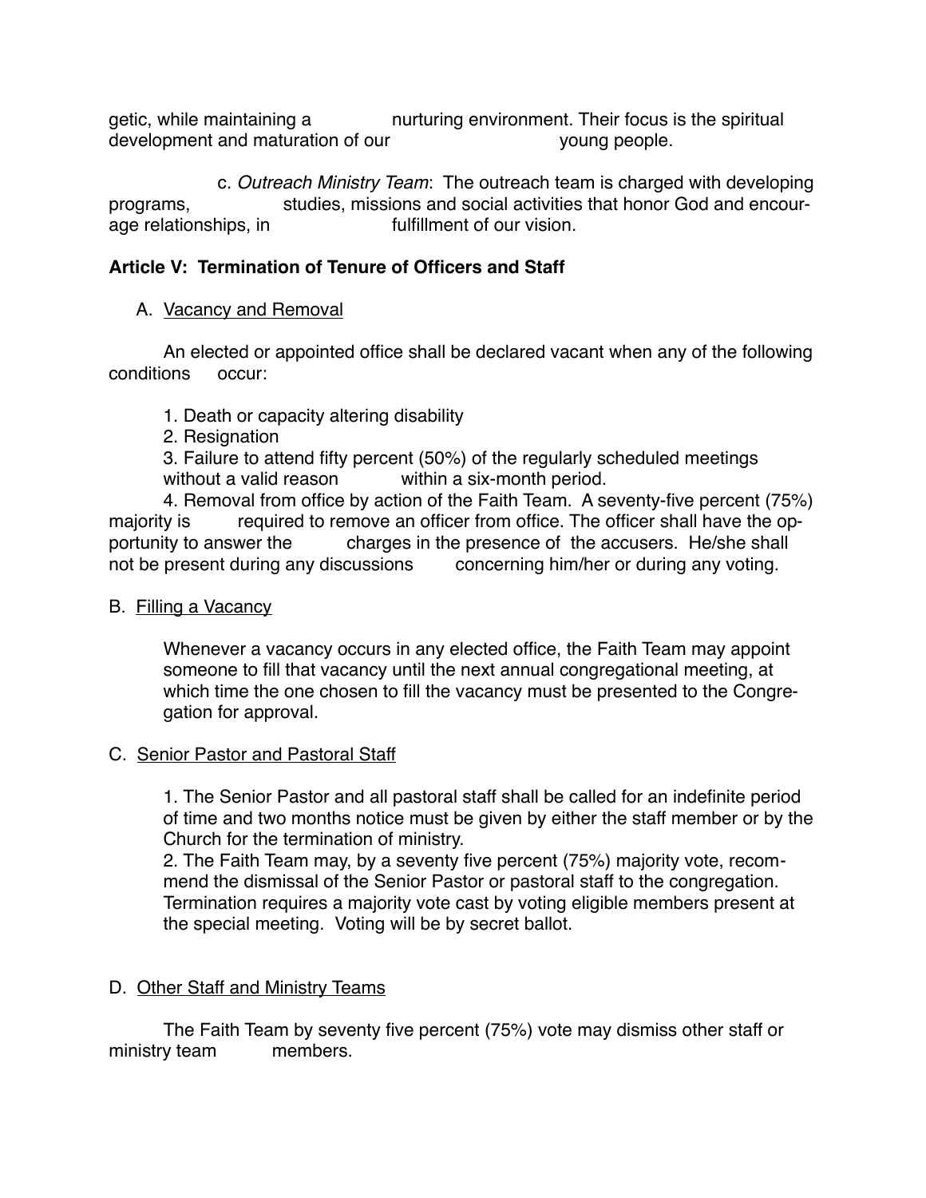getic, while maintaining a nurturing environment. Their focus is the spiritual development and maturation of our young people.

c. *Outreach Ministry Team*: The outreach team is charged with developing programs, studies, missions and social activities that honor God and encourage relationships, in fulfillment of our vision.

**Article V: Termination of Tenure of Officers and Staff**

A. Vacancy and Removal

An elected or appointed office shall be declared vacant when any of the following conditions occur:

1. Death or capacity altering disability
2. Resignation
3. Failure to attend fifty percent (50%) of the regularly scheduled meetings without a valid reason within a six-month period.
4. Removal from office by action of the Faith Team. A seventy-five percent (75%) majority is required to remove an officer from office. The officer shall have the opportunity to answer the charges in the presence of the accusers. He/she shall not be present during any discussions concerning him/her or during any voting.

B. Filling a Vacancy

Whenever a vacancy occurs in any elected office, the Faith Team may appoint someone to fill that vacancy until the next annual congregational meeting, at which time the one chosen to fill the vacancy must be presented to the Congregation for approval.

C. Senior Pastor and Pastoral Staff

1. The Senior Pastor and all pastoral staff shall be called for an indefinite period of time and two months notice must be given by either the staff member or by the Church for the termination of ministry.
2. The Faith Team may, by a seventy five percent (75%) majority vote, recommend the dismissal of the Senior Pastor or pastoral staff to the congregation. Termination requires a majority vote cast by voting eligible members present at the special meeting. Voting will be by secret ballot.

D. Other Staff and Ministry Teams

The Faith Team by seventy five percent (75%) vote may dismiss other staff or ministry team members.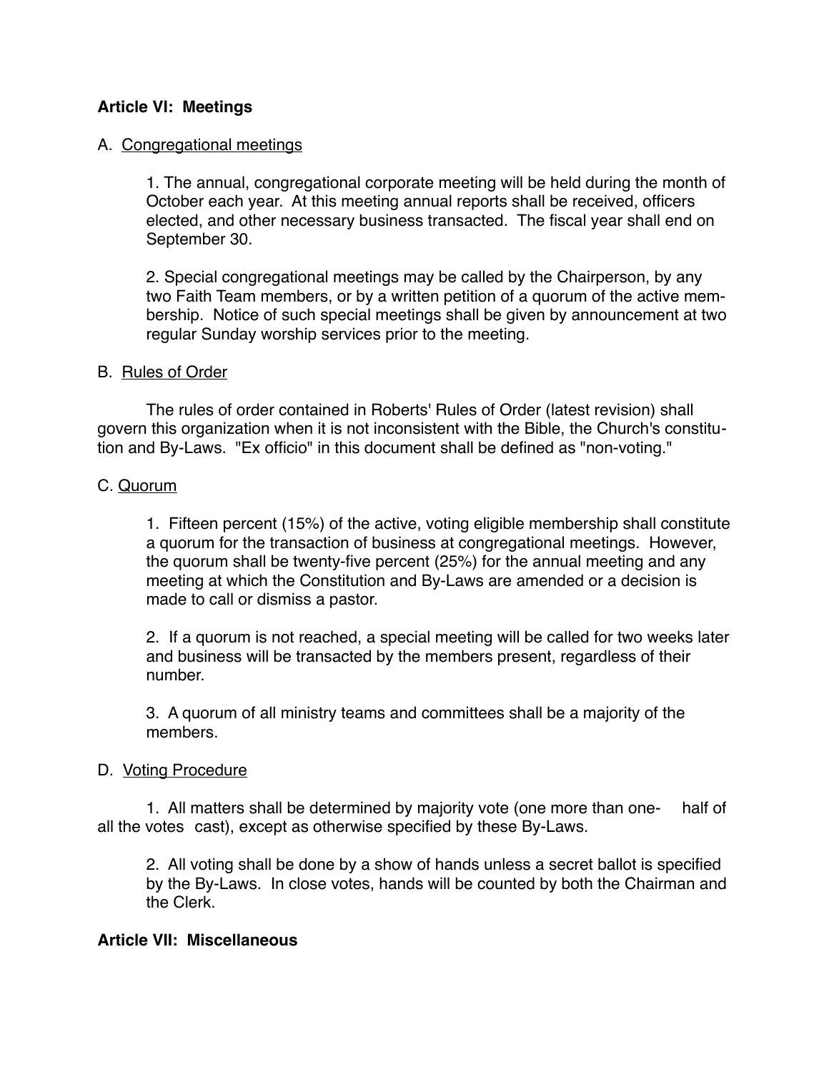**Article VI: Meetings**

A. Congregational meetings

1. The annual, congregational corporate meeting will be held during the month of October each year. At this meeting annual reports shall be received, officers elected, and other necessary business transacted. The fiscal year shall end on September 30.

2. Special congregational meetings may be called by the Chairperson, by any two Faith Team members, or by a written petition of a quorum of the active membership. Notice of such special meetings shall be given by announcement at two regular Sunday worship services prior to the meeting.

B. Rules of Order

The rules of order contained in Roberts' Rules of Order (latest revision) shall govern this organization when it is not inconsistent with the Bible, the Church's constitution and By-Laws. "Ex officio" in this document shall be defined as "non-voting."

C. Quorum

1. Fifteen percent (15%) of the active, voting eligible membership shall constitute a quorum for the transaction of business at congregational meetings. However, the quorum shall be twenty-five percent (25%) for the annual meeting and any meeting at which the Constitution and By-Laws are amended or a decision is made to call or dismiss a pastor.

2. If a quorum is not reached, a special meeting will be called for two weeks later and business will be transacted by the members present, regardless of their number.

3. A quorum of all ministry teams and committees shall be a majority of the members.

D. Voting Procedure

1. All matters shall be determined by majority vote (one more than one- half of all the votes cast), except as otherwise specified by these By-Laws.

2. All voting shall be done by a show of hands unless a secret ballot is specified by the By-Laws. In close votes, hands will be counted by both the Chairman and the Clerk.

**Article VII: Miscellaneous**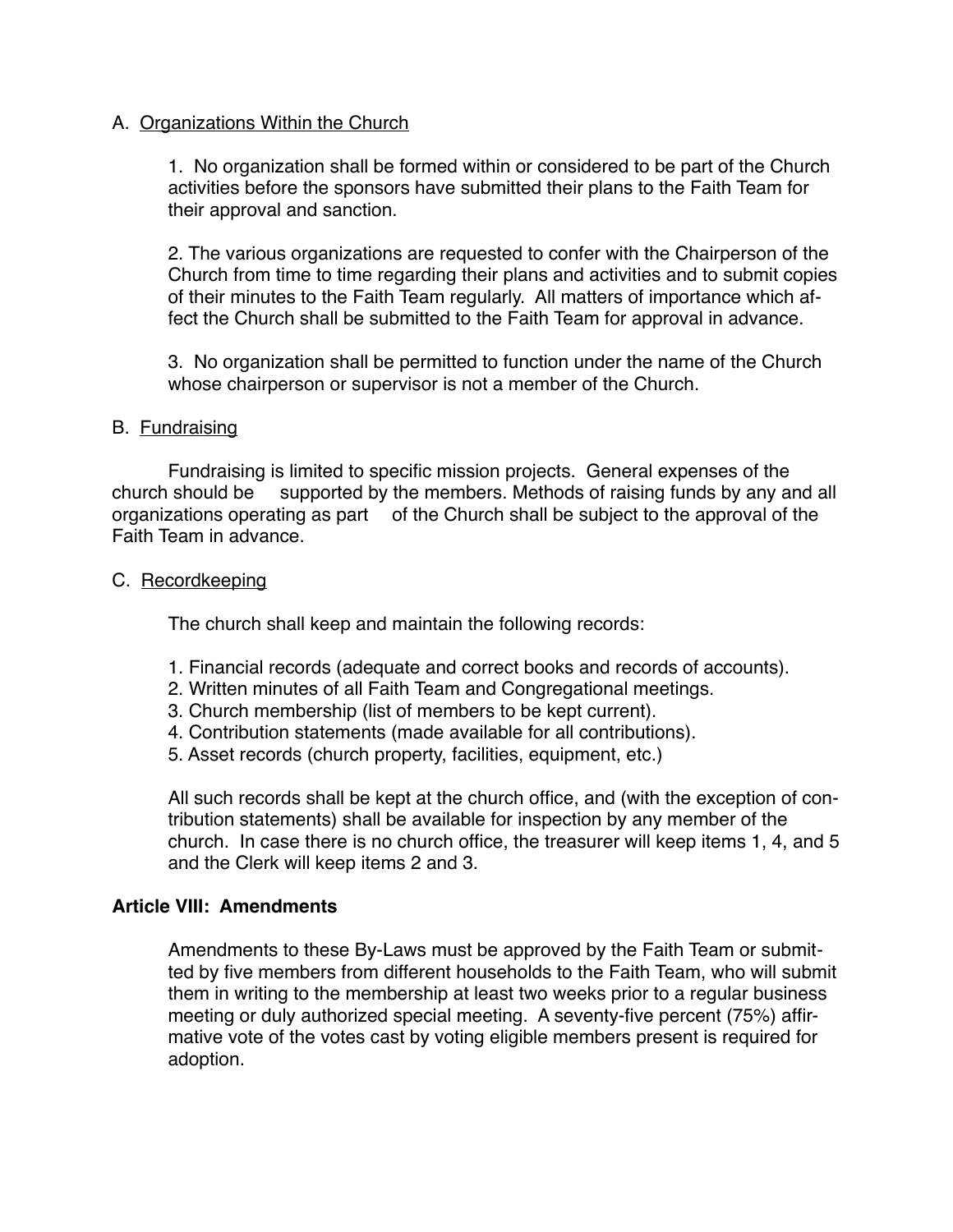A. Organizations Within the Church

1. No organization shall be formed within or considered to be part of the Church activities before the sponsors have submitted their plans to the Faith Team for their approval and sanction.

2. The various organizations are requested to confer with the Chairperson of the Church from time to time regarding their plans and activities and to submit copies of their minutes to the Faith Team regularly. All matters of importance which affect the Church shall be submitted to the Faith Team for approval in advance.

3. No organization shall be permitted to function under the name of the Church whose chairperson or supervisor is not a member of the Church.

B. Fundraising

Fundraising is limited to specific mission projects. General expenses of the church should be supported by the members. Methods of raising funds by any and all organizations operating as part of the Church shall be subject to the approval of the Faith Team in advance.

C. Recordkeeping

The church shall keep and maintain the following records:

1. Financial records (adequate and correct books and records of accounts).
2. Written minutes of all Faith Team and Congregational meetings.
3. Church membership (list of members to be kept current).
4. Contribution statements (made available for all contributions).
5. Asset records (church property, facilities, equipment, etc.)

All such records shall be kept at the church office, and (with the exception of contribution statements) shall be available for inspection by any member of the church. In case there is no church office, the treasurer will keep items 1, 4, and 5 and the Clerk will keep items 2 and 3.

**Article VIII: Amendments**

Amendments to these By-Laws must be approved by the Faith Team or submitted by five members from different households to the Faith Team, who will submit them in writing to the membership at least two weeks prior to a regular business meeting or duly authorized special meeting. A seventy-five percent (75%) affirmative vote of the votes cast by voting eligible members present is required for adoption.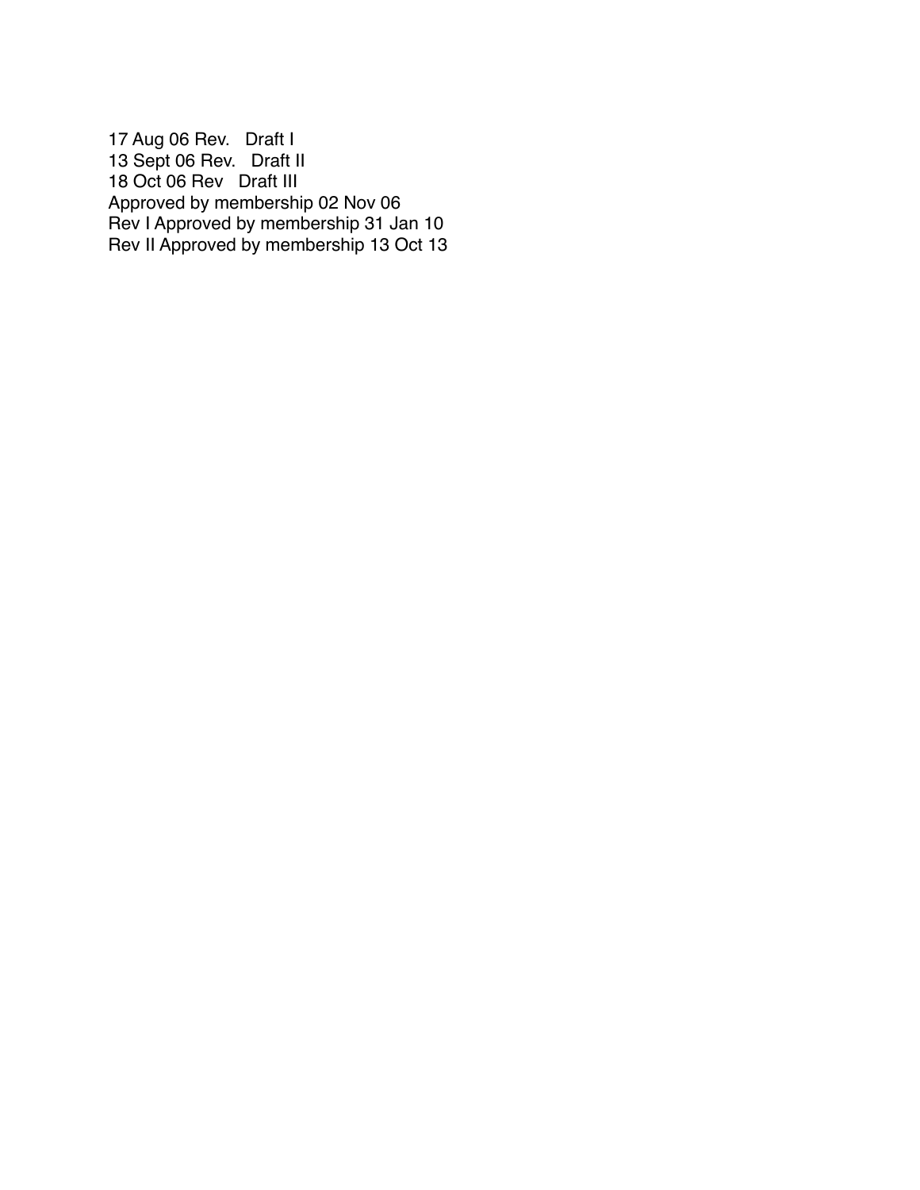17 Aug 06 Rev. Draft I  
13 Sept 06 Rev. Draft II  
18 Oct 06 Rev Draft III  
Approved by membership 02 Nov 06  
Rev I Approved by membership 31 Jan 10  
Rev II Approved by membership 13 Oct 13